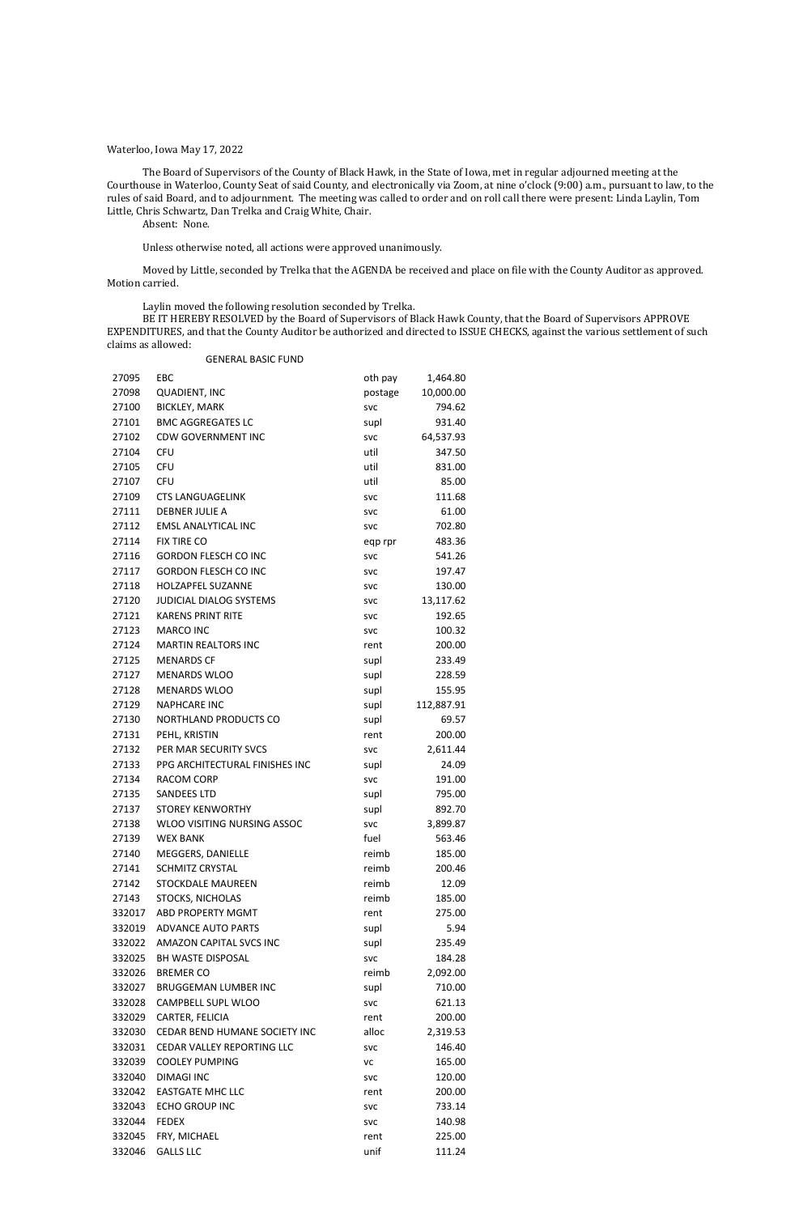Waterloo, Iowa May 17, 2022

The Board of Supervisors of the County of Black Hawk, in the State of Iowa, met in regular adjourned meeting at the Courthouse in Waterloo, County Seat of said County, and electronically via Zoom, at nine o'clock (9:00) a.m., pursuant to law, to the rules of said Board, and to adjournment. The meeting was called to order and on roll call there were present: Linda Laylin, Tom Little, Chris Schwartz, Dan Trelka and Craig White, Chair.

Absent: None.

Unless otherwise noted, all actions were approved unanimously.

Moved by Little, seconded by Trelka that the AGENDA be received and place on file with the County Auditor as approved. Motion carried.

Laylin moved the following resolution seconded by Trelka.

BE IT HEREBY RESOLVED by the Board of Supervisors of Black Hawk County, that the Board of Supervisors APPROVE EXPENDITURES, and that the County Auditor be authorized and directed to ISSUE CHECKS, against the various settlement of such claims as allowed:

GENERAL BASIC FUND

| | | | |
|---|---|---|---|
| 27095 | EBC | oth pay | 1,464.80 |
| 27098 | QUADIENT, INC | postage | 10,000.00 |
| 27100 | BICKLEY, MARK | svc | 794.62 |
| 27101 | BMC AGGREGATES LC | supl | 931.40 |
| 27102 | CDW GOVERNMENT INC | svc | 64,537.93 |
| 27104 | CFU | util | 347.50 |
| 27105 | CFU | util | 831.00 |
| 27107 | CFU | util | 85.00 |
| 27109 | CTS LANGUAGELINK | svc | 111.68 |
| 27111 | DEBNER JULIE A | svc | 61.00 |
| 27112 | EMSL ANALYTICAL INC | svc | 702.80 |
| 27114 | FIX TIRE CO | eqp rpr | 483.36 |
| 27116 | GORDON FLESCH CO INC | svc | 541.26 |
| 27117 | GORDON FLESCH CO INC | svc | 197.47 |
| 27118 | HOLZAPFEL SUZANNE | svc | 130.00 |
| 27120 | JUDICIAL DIALOG SYSTEMS | svc | 13,117.62 |
| 27121 | KARENS PRINT RITE | svc | 192.65 |
| 27123 | MARCO INC | svc | 100.32 |
| 27124 | MARTIN REALTORS INC | rent | 200.00 |
| 27125 | MENARDS CF | supl | 233.49 |
| 27127 | MENARDS WLOO | supl | 228.59 |
| 27128 | MENARDS WLOO | supl | 155.95 |
| 27129 | NAPHCARE INC | supl | 112,887.91 |
| 27130 | NORTHLAND PRODUCTS CO | supl | 69.57 |
| 27131 | PEHL, KRISTIN | rent | 200.00 |
| 27132 | PER MAR SECURITY SVCS | svc | 2,611.44 |
| 27133 | PPG ARCHITECTURAL FINISHES INC | supl | 24.09 |
| 27134 | RACOM CORP | svc | 191.00 |
| 27135 | SANDEES LTD | supl | 795.00 |
| 27137 | STOREY KENWORTHY | supl | 892.70 |
| 27138 | WLOO VISITING NURSING ASSOC | svc | 3,899.87 |
| 27139 | WEX BANK | fuel | 563.46 |
| 27140 | MEGGERS, DANIELLE | reimb | 185.00 |
| 27141 | SCHMITZ CRYSTAL | reimb | 200.46 |
| 27142 | STOCKDALE MAUREEN | reimb | 12.09 |
| 27143 | STOCKS, NICHOLAS | reimb | 185.00 |
| 332017 | ABD PROPERTY MGMT | rent | 275.00 |
| 332019 | ADVANCE AUTO PARTS | supl | 5.94 |
| 332022 | AMAZON CAPITAL SVCS INC | supl | 235.49 |
| 332025 | BH WASTE DISPOSAL | svc | 184.28 |
| 332026 | BREMER CO | reimb | 2,092.00 |
| 332027 | BRUGGEMAN LUMBER INC | supl | 710.00 |
| 332028 | CAMPBELL SUPL WLOO | svc | 621.13 |
| 332029 | CARTER, FELICIA | rent | 200.00 |
| 332030 | CEDAR BEND HUMANE SOCIETY INC | alloc | 2,319.53 |
| 332031 | CEDAR VALLEY REPORTING LLC | svc | 146.40 |
| 332039 | COOLEY PUMPING | vc | 165.00 |
| 332040 | DIMAGI INC | svc | 120.00 |
| 332042 | EASTGATE MHC LLC | rent | 200.00 |
| 332043 | ECHO GROUP INC | svc | 733.14 |
| 332044 | FEDEX | svc | 140.98 |
| 332045 | FRY, MICHAEL | rent | 225.00 |
| 332046 | GALLS LLC | unif | 111.24 |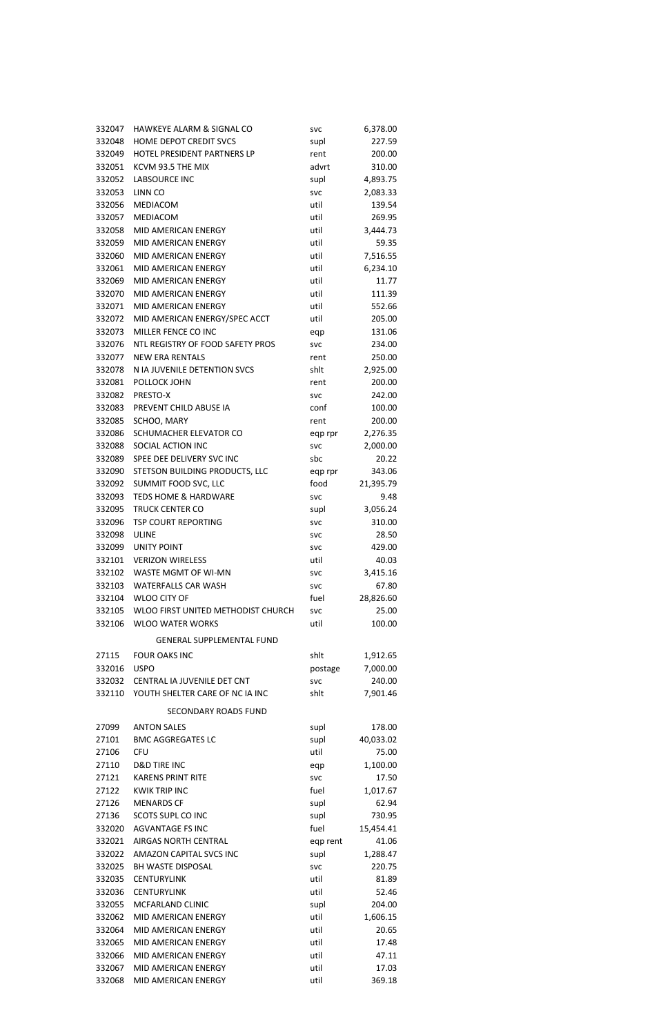| | | | |
|---|---|---|---|
| 332047 | HAWKEYE ALARM & SIGNAL CO | svc | 6,378.00 |
| 332048 | HOME DEPOT CREDIT SVCS | supl | 227.59 |
| 332049 | HOTEL PRESIDENT PARTNERS LP | rent | 200.00 |
| 332051 | KCVM 93.5 THE MIX | advrt | 310.00 |
| 332052 | LABSOURCE INC | supl | 4,893.75 |
| 332053 | LINN CO | svc | 2,083.33 |
| 332056 | MEDIACOM | util | 139.54 |
| 332057 | MEDIACOM | util | 269.95 |
| 332058 | MID AMERICAN ENERGY | util | 3,444.73 |
| 332059 | MID AMERICAN ENERGY | util | 59.35 |
| 332060 | MID AMERICAN ENERGY | util | 7,516.55 |
| 332061 | MID AMERICAN ENERGY | util | 6,234.10 |
| 332069 | MID AMERICAN ENERGY | util | 11.77 |
| 332070 | MID AMERICAN ENERGY | util | 111.39 |
| 332071 | MID AMERICAN ENERGY | util | 552.66 |
| 332072 | MID AMERICAN ENERGY/SPEC ACCT | util | 205.00 |
| 332073 | MILLER FENCE CO INC | eqp | 131.06 |
| 332076 | NTL REGISTRY OF FOOD SAFETY PROS | svc | 234.00 |
| 332077 | NEW ERA RENTALS | rent | 250.00 |
| 332078 | N IA JUVENILE DETENTION SVCS | shlt | 2,925.00 |
| 332081 | POLLOCK JOHN | rent | 200.00 |
| 332082 | PRESTO-X | svc | 242.00 |
| 332083 | PREVENT CHILD ABUSE IA | conf | 100.00 |
| 332085 | SCHOO, MARY | rent | 200.00 |
| 332086 | SCHUMACHER ELEVATOR CO | eqp rpr | 2,276.35 |
| 332088 | SOCIAL ACTION INC | svc | 2,000.00 |
| 332089 | SPEE DEE DELIVERY SVC INC | sbc | 20.22 |
| 332090 | STETSON BUILDING PRODUCTS, LLC | eqp rpr | 343.06 |
| 332092 | SUMMIT FOOD SVC, LLC | food | 21,395.79 |
| 332093 | TEDS HOME & HARDWARE | svc | 9.48 |
| 332095 | TRUCK CENTER CO | supl | 3,056.24 |
| 332096 | TSP COURT REPORTING | svc | 310.00 |
| 332098 | ULINE | svc | 28.50 |
| 332099 | UNITY POINT | svc | 429.00 |
| 332101 | VERIZON WIRELESS | util | 40.03 |
| 332102 | WASTE MGMT OF WI-MN | svc | 3,415.16 |
| 332103 | WATERFALLS CAR WASH | svc | 67.80 |
| 332104 | WLOO CITY OF | fuel | 28,826.60 |
| 332105 | WLOO FIRST UNITED METHODIST CHURCH | svc | 25.00 |
| 332106 | WLOO WATER WORKS | util | 100.00 |
| | **GENERAL SUPPLEMENTAL FUND** | | |
| 27115 | FOUR OAKS INC | shlt | 1,912.65 |
| 332016 | USPO | postage | 7,000.00 |
| 332032 | CENTRAL IA JUVENILE DET CNT | svc | 240.00 |
| 332110 | YOUTH SHELTER CARE OF NC IA INC | shlt | 7,901.46 |
| | **SECONDARY ROADS FUND** | | |
| 27099 | ANTON SALES | supl | 178.00 |
| 27101 | BMC AGGREGATES LC | supl | 40,033.02 |
| 27106 | CFU | util | 75.00 |
| 27110 | D&D TIRE INC | eqp | 1,100.00 |
| 27121 | KARENS PRINT RITE | svc | 17.50 |
| 27122 | KWIK TRIP INC | fuel | 1,017.67 |
| 27126 | MENARDS CF | supl | 62.94 |
| 27136 | SCOTS SUPL CO INC | supl | 730.95 |
| 332020 | AGVANTAGE FS INC | fuel | 15,454.41 |
| 332021 | AIRGAS NORTH CENTRAL | eqp rent | 41.06 |
| 332022 | AMAZON CAPITAL SVCS INC | supl | 1,288.47 |
| 332025 | BH WASTE DISPOSAL | svc | 220.75 |
| 332035 | CENTURYLINK | util | 81.89 |
| 332036 | CENTURYLINK | util | 52.46 |
| 332055 | MCFARLAND CLINIC | supl | 204.00 |
| 332062 | MID AMERICAN ENERGY | util | 1,606.15 |
| 332064 | MID AMERICAN ENERGY | util | 20.65 |
| 332065 | MID AMERICAN ENERGY | util | 17.48 |
| 332066 | MID AMERICAN ENERGY | util | 47.11 |
| 332067 | MID AMERICAN ENERGY | util | 17.03 |
| 332068 | MID AMERICAN ENERGY | util | 369.18 |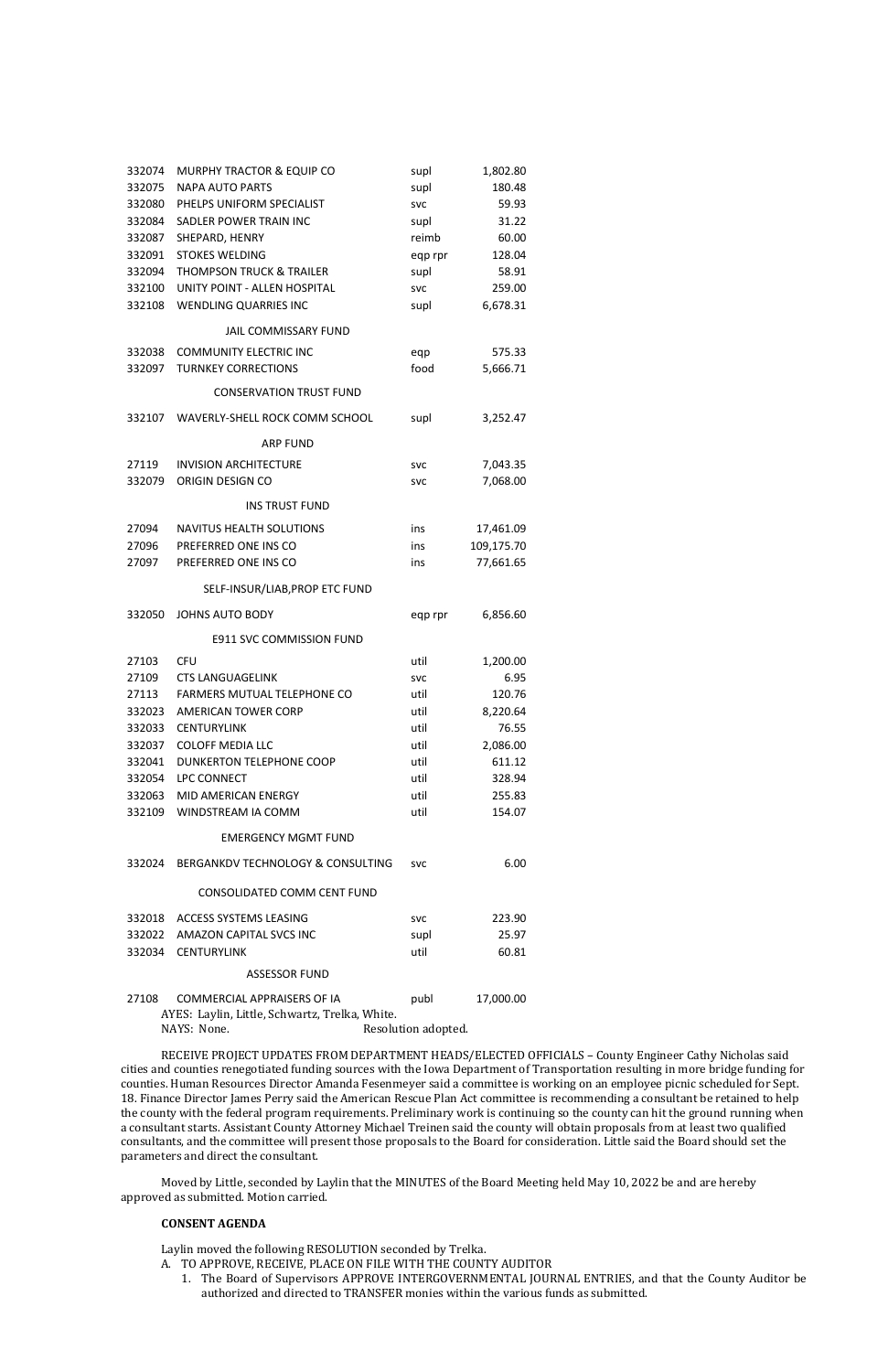| | | | |
|---|---|---|---|
| 332074 | MURPHY TRACTOR & EQUIP CO | supl | 1,802.80 |
| 332075 | NAPA AUTO PARTS | supl | 180.48 |
| 332080 | PHELPS UNIFORM SPECIALIST | svc | 59.93 |
| 332084 | SADLER POWER TRAIN INC | supl | 31.22 |
| 332087 | SHEPARD, HENRY | reimb | 60.00 |
| 332091 | STOKES WELDING | eqp rpr | 128.04 |
| 332094 | THOMPSON TRUCK & TRAILER | supl | 58.91 |
| 332100 | UNITY POINT - ALLEN HOSPITAL | svc | 259.00 |
| 332108 | WENDLING QUARRIES INC | supl | 6,678.31 |
| | JAIL COMMISSARY FUND | | |
| 332038 | COMMUNITY ELECTRIC INC | eqp | 575.33 |
| 332097 | TURNKEY CORRECTIONS | food | 5,666.71 |
| | CONSERVATION TRUST FUND | | |
| 332107 | WAVERLY-SHELL ROCK COMM SCHOOL | supl | 3,252.47 |
| | ARP FUND | | |
| 27119 | INVISION ARCHITECTURE | svc | 7,043.35 |
| 332079 | ORIGIN DESIGN CO | svc | 7,068.00 |
| | INS TRUST FUND | | |
| 27094 | NAVITUS HEALTH SOLUTIONS | ins | 17,461.09 |
| 27096 | PREFERRED ONE INS CO | ins | 109,175.70 |
| 27097 | PREFERRED ONE INS CO | ins | 77,661.65 |
| | SELF-INSUR/LIAB,PROP ETC FUND | | |
| 332050 | JOHNS AUTO BODY | eqp rpr | 6,856.60 |
| | E911 SVC COMMISSION FUND | | |
| 27103 | CFU | util | 1,200.00 |
| 27109 | CTS LANGUAGELINK | svc | 6.95 |
| 27113 | FARMERS MUTUAL TELEPHONE CO | util | 120.76 |
| 332023 | AMERICAN TOWER CORP | util | 8,220.64 |
| 332033 | CENTURYLINK | util | 76.55 |
| 332037 | COLOFF MEDIA LLC | util | 2,086.00 |
| 332041 | DUNKERTON TELEPHONE COOP | util | 611.12 |
| 332054 | LPC CONNECT | util | 328.94 |
| 332063 | MID AMERICAN ENERGY | util | 255.83 |
| 332109 | WINDSTREAM IA COMM | util | 154.07 |
| | EMERGENCY MGMT FUND | | |
| 332024 | BERGANKDV TECHNOLOGY & CONSULTING | svc | 6.00 |
| | CONSOLIDATED COMM CENT FUND | | |
| 332018 | ACCESS SYSTEMS LEASING | svc | 223.90 |
| 332022 | AMAZON CAPITAL SVCS INC | supl | 25.97 |
| 332034 | CENTURYLINK | util | 60.81 |
| | ASSESSOR FUND | | |
| 27108 | COMMERCIAL APPRAISERS OF IA | publ | 17,000.00 |

AYES: Laylin, Little, Schwartz, Trelka, White.
NAYS: None. Resolution adopted.

RECEIVE PROJECT UPDATES FROM DEPARTMENT HEADS/ELECTED OFFICIALS – County Engineer Cathy Nicholas said cities and counties renegotiated funding sources with the Iowa Department of Transportation resulting in more bridge funding for counties. Human Resources Director Amanda Fesenmeyer said a committee is working on an employee picnic scheduled for Sept. 18. Finance Director James Perry said the American Rescue Plan Act committee is recommending a consultant be retained to help the county with the federal program requirements. Preliminary work is continuing so the county can hit the ground running when a consultant starts. Assistant County Attorney Michael Treinen said the county will obtain proposals from at least two qualified consultants, and the committee will present those proposals to the Board for consideration. Little said the Board should set the parameters and direct the consultant.

Moved by Little, seconded by Laylin that the MINUTES of the Board Meeting held May 10, 2022 be and are hereby approved as submitted. Motion carried.

**CONSENT AGENDA**

Laylin moved the following RESOLUTION seconded by Trelka.

A. TO APPROVE, RECEIVE, PLACE ON FILE WITH THE COUNTY AUDITOR
   1. The Board of Supervisors APPROVE INTERGOVERNMENTAL JOURNAL ENTRIES, and that the County Auditor be authorized and directed to TRANSFER monies within the various funds as submitted.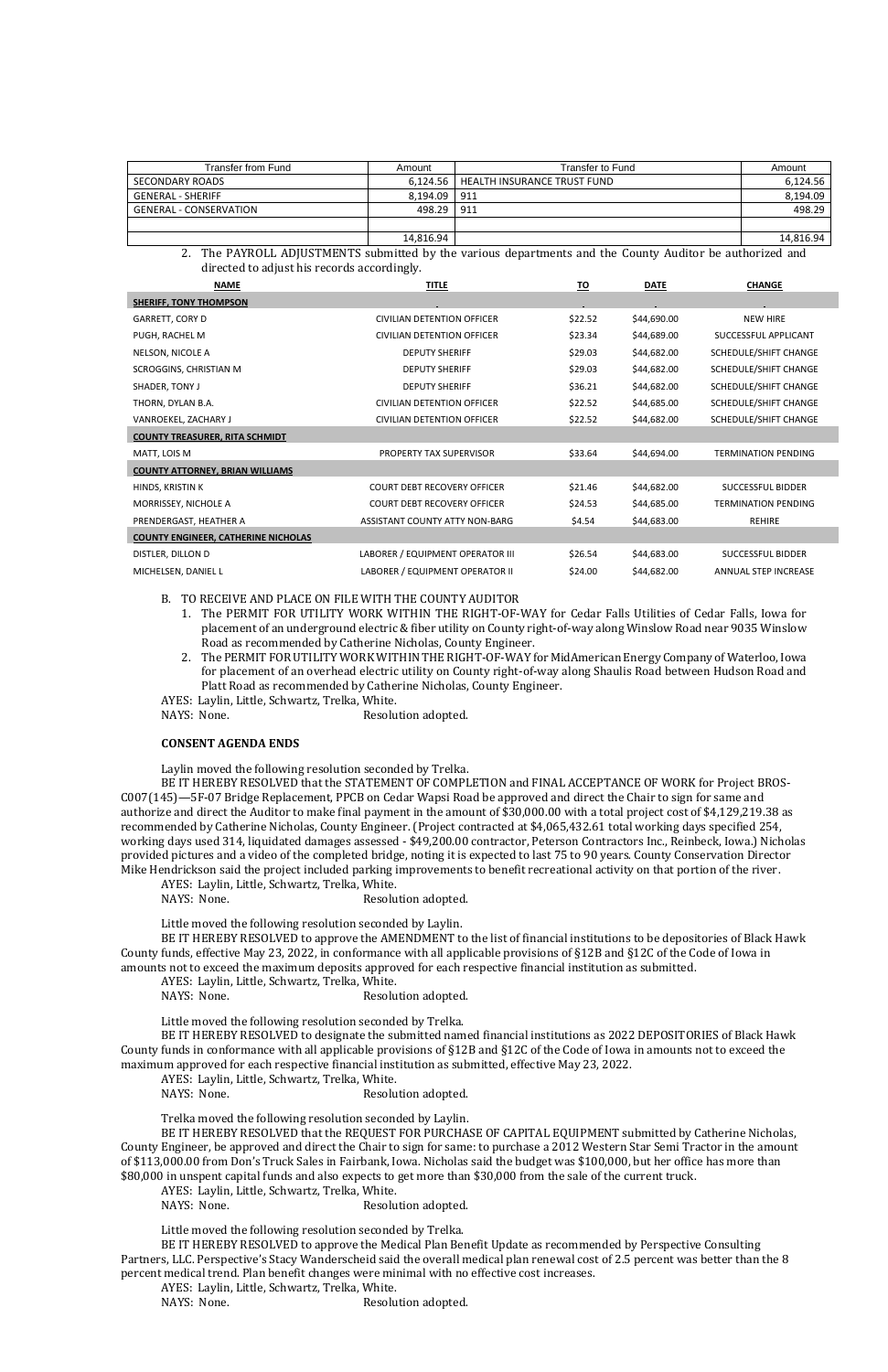| Transfer from Fund | Amount | Transfer to Fund | Amount |
|---|---|---|---|
| SECONDARY ROADS | 6,124.56 | HEALTH INSURANCE TRUST FUND | 6,124.56 |
| GENERAL - SHERIFF | 8,194.09 | 911 | 8,194.09 |
| GENERAL - CONSERVATION | 498.29 | 911 | 498.29 |
| | | | |
| | 14,816.94 | | 14,816.94 |

2. The PAYROLL ADJUSTMENTS submitted by the various departments and the County Auditor be authorized and directed to adjust his records accordingly.

| NAME | TITLE | TO | DATE | CHANGE |
|---|---|---|---|---|
| **SHERIFF, TONY THOMPSON** | | | | |
| GARRETT, CORY D | CIVILIAN DETENTION OFFICER | $22.52 | $44,690.00 | NEW HIRE |
| PUGH, RACHEL M | CIVILIAN DETENTION OFFICER | $23.34 | $44,689.00 | SUCCESSFUL APPLICANT |
| NELSON, NICOLE A | DEPUTY SHERIFF | $29.03 | $44,682.00 | SCHEDULE/SHIFT CHANGE |
| SCROGGINS, CHRISTIAN M | DEPUTY SHERIFF | $29.03 | $44,682.00 | SCHEDULE/SHIFT CHANGE |
| SHADER, TONY J | DEPUTY SHERIFF | $36.21 | $44,682.00 | SCHEDULE/SHIFT CHANGE |
| THORN, DYLAN B.A. | CIVILIAN DETENTION OFFICER | $22.52 | $44,685.00 | SCHEDULE/SHIFT CHANGE |
| VANROEKEL, ZACHARY J | CIVILIAN DETENTION OFFICER | $22.52 | $44,682.00 | SCHEDULE/SHIFT CHANGE |
| **COUNTY TREASURER, RITA SCHMIDT** | | | | |
| MATT, LOIS M | PROPERTY TAX SUPERVISOR | $33.64 | $44,694.00 | TERMINATION PENDING |
| **COUNTY ATTORNEY, BRIAN WILLIAMS** | | | | |
| HINDS, KRISTIN K | COURT DEBT RECOVERY OFFICER | $21.46 | $44,682.00 | SUCCESSFUL BIDDER |
| MORRISSEY, NICHOLE A | COURT DEBT RECOVERY OFFICER | $24.53 | $44,685.00 | TERMINATION PENDING |
| PRENDERGAST, HEATHER A | ASSISTANT COUNTY ATTY NON-BARG | $4.54 | $44,683.00 | REHIRE |
| **COUNTY ENGINEER, CATHERINE NICHOLAS** | | | | |
| DISTLER, DILLON D | LABORER / EQUIPMENT OPERATOR III | $26.54 | $44,683.00 | SUCCESSFUL BIDDER |
| MICHELSEN, DANIEL L | LABORER / EQUIPMENT OPERATOR II | $24.00 | $44,682.00 | ANNUAL STEP INCREASE |

B. TO RECEIVE AND PLACE ON FILE WITH THE COUNTY AUDITOR

1. The PERMIT FOR UTILITY WORK WITHIN THE RIGHT-OF-WAY for Cedar Falls Utilities of Cedar Falls, Iowa for placement of an underground electric & fiber utility on County right-of-way along Winslow Road near 9035 Winslow Road as recommended by Catherine Nicholas, County Engineer.
2. The PERMIT FOR UTILITY WORK WITHIN THE RIGHT-OF-WAY for MidAmerican Energy Company of Waterloo, Iowa for placement of an overhead electric utility on County right-of-way along Shaulis Road between Hudson Road and Platt Road as recommended by Catherine Nicholas, County Engineer.

AYES: Laylin, Little, Schwartz, Trelka, White.
NAYS: None. Resolution adopted.

**CONSENT AGENDA ENDS**

Laylin moved the following resolution seconded by Trelka.

BE IT HEREBY RESOLVED that the STATEMENT OF COMPLETION and FINAL ACCEPTANCE OF WORK for Project BROS-C007(145)—5F-07 Bridge Replacement, PPCB on Cedar Wapsi Road be approved and direct the Chair to sign for same and authorize and direct the Auditor to make final payment in the amount of $30,000.00 with a total project cost of $4,129,219.38 as recommended by Catherine Nicholas, County Engineer. (Project contracted at $4,065,432.61 total working days specified 254, working days used 314, liquidated damages assessed - $49,200.00 contractor, Peterson Contractors Inc., Reinbeck, Iowa.) Nicholas provided pictures and a video of the completed bridge, noting it is expected to last 75 to 90 years. County Conservation Director Mike Hendrickson said the project included parking improvements to benefit recreational activity on that portion of the river.

AYES: Laylin, Little, Schwartz, Trelka, White.
NAYS: None. Resolution adopted.

Little moved the following resolution seconded by Laylin.

BE IT HEREBY RESOLVED to approve the AMENDMENT to the list of financial institutions to be depositories of Black Hawk County funds, effective May 23, 2022, in conformance with all applicable provisions of §12B and §12C of the Code of Iowa in amounts not to exceed the maximum deposits approved for each respective financial institution as submitted.

AYES: Laylin, Little, Schwartz, Trelka, White.
NAYS: None. Resolution adopted.

Little moved the following resolution seconded by Trelka.

BE IT HEREBY RESOLVED to designate the submitted named financial institutions as 2022 DEPOSITORIES of Black Hawk County funds in conformance with all applicable provisions of §12B and §12C of the Code of Iowa in amounts not to exceed the maximum approved for each respective financial institution as submitted, effective May 23, 2022.

AYES: Laylin, Little, Schwartz, Trelka, White.
NAYS: None. Resolution adopted.

Trelka moved the following resolution seconded by Laylin.

BE IT HEREBY RESOLVED that the REQUEST FOR PURCHASE OF CAPITAL EQUIPMENT submitted by Catherine Nicholas, County Engineer, be approved and direct the Chair to sign for same: to purchase a 2012 Western Star Semi Tractor in the amount of $113,000.00 from Don's Truck Sales in Fairbank, Iowa. Nicholas said the budget was $100,000, but her office has more than $80,000 in unspent capital funds and also expects to get more than $30,000 from the sale of the current truck.

AYES: Laylin, Little, Schwartz, Trelka, White.
NAYS: None. Resolution adopted.

Little moved the following resolution seconded by Trelka.

BE IT HEREBY RESOLVED to approve the Medical Plan Benefit Update as recommended by Perspective Consulting Partners, LLC. Perspective's Stacy Wanderscheid said the overall medical plan renewal cost of 2.5 percent was better than the 8 percent medical trend. Plan benefit changes were minimal with no effective cost increases.

AYES: Laylin, Little, Schwartz, Trelka, White.
NAYS: None. Resolution adopted.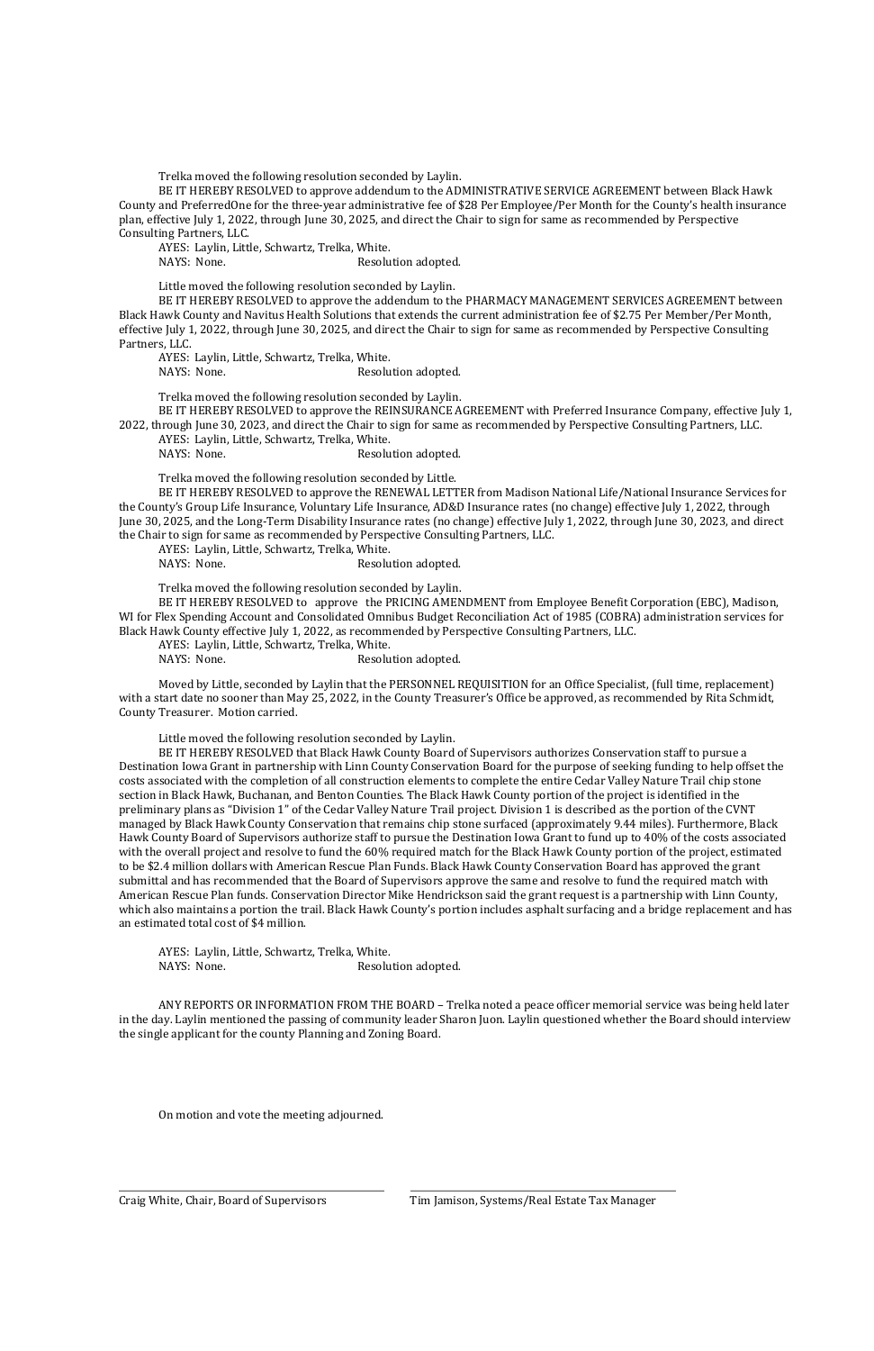Trelka moved the following resolution seconded by Laylin.

BE IT HEREBY RESOLVED to approve addendum to the ADMINISTRATIVE SERVICE AGREEMENT between Black Hawk County and PreferredOne for the three-year administrative fee of $28 Per Employee/Per Month for the County's health insurance plan, effective July 1, 2022, through June 30, 2025, and direct the Chair to sign for same as recommended by Perspective Consulting Partners, LLC.

AYES: Laylin, Little, Schwartz, Trelka, White.
NAYS: None. Resolution adopted.

Little moved the following resolution seconded by Laylin.

BE IT HEREBY RESOLVED to approve the addendum to the PHARMACY MANAGEMENT SERVICES AGREEMENT between Black Hawk County and Navitus Health Solutions that extends the current administration fee of $2.75 Per Member/Per Month, effective July 1, 2022, through June 30, 2025, and direct the Chair to sign for same as recommended by Perspective Consulting Partners, LLC.

AYES: Laylin, Little, Schwartz, Trelka, White.
NAYS: None. Resolution adopted.

Trelka moved the following resolution seconded by Laylin.

BE IT HEREBY RESOLVED to approve the REINSURANCE AGREEMENT with Preferred Insurance Company, effective July 1, 2022, through June 30, 2023, and direct the Chair to sign for same as recommended by Perspective Consulting Partners, LLC.

AYES: Laylin, Little, Schwartz, Trelka, White.
NAYS: None. Resolution adopted.

Trelka moved the following resolution seconded by Little.

BE IT HEREBY RESOLVED to approve the RENEWAL LETTER from Madison National Life/National Insurance Services for the County's Group Life Insurance, Voluntary Life Insurance, AD&D Insurance rates (no change) effective July 1, 2022, through June 30, 2025, and the Long-Term Disability Insurance rates (no change) effective July 1, 2022, through June 30, 2023, and direct the Chair to sign for same as recommended by Perspective Consulting Partners, LLC.

AYES: Laylin, Little, Schwartz, Trelka, White.
NAYS: None. Resolution adopted.

Trelka moved the following resolution seconded by Laylin.

BE IT HEREBY RESOLVED to approve the PRICING AMENDMENT from Employee Benefit Corporation (EBC), Madison, WI for Flex Spending Account and Consolidated Omnibus Budget Reconciliation Act of 1985 (COBRA) administration services for Black Hawk County effective July 1, 2022, as recommended by Perspective Consulting Partners, LLC.

AYES: Laylin, Little, Schwartz, Trelka, White.
NAYS: None. Resolution adopted.

Moved by Little, seconded by Laylin that the PERSONNEL REQUISITION for an Office Specialist, (full time, replacement) with a start date no sooner than May 25, 2022, in the County Treasurer's Office be approved, as recommended by Rita Schmidt, County Treasurer. Motion carried.

Little moved the following resolution seconded by Laylin.

BE IT HEREBY RESOLVED that Black Hawk County Board of Supervisors authorizes Conservation staff to pursue a Destination Iowa Grant in partnership with Linn County Conservation Board for the purpose of seeking funding to help offset the costs associated with the completion of all construction elements to complete the entire Cedar Valley Nature Trail chip stone section in Black Hawk, Buchanan, and Benton Counties. The Black Hawk County portion of the project is identified in the preliminary plans as "Division 1" of the Cedar Valley Nature Trail project. Division 1 is described as the portion of the CVNT managed by Black Hawk County Conservation that remains chip stone surfaced (approximately 9.44 miles). Furthermore, Black Hawk County Board of Supervisors authorize staff to pursue the Destination Iowa Grant to fund up to 40% of the costs associated with the overall project and resolve to fund the 60% required match for the Black Hawk County portion of the project, estimated to be $2.4 million dollars with American Rescue Plan Funds. Black Hawk County Conservation Board has approved the grant submittal and has recommended that the Board of Supervisors approve the same and resolve to fund the required match with American Rescue Plan funds. Conservation Director Mike Hendrickson said the grant request is a partnership with Linn County, which also maintains a portion the trail. Black Hawk County's portion includes asphalt surfacing and a bridge replacement and has an estimated total cost of $4 million.

AYES: Laylin, Little, Schwartz, Trelka, White.
NAYS: None. Resolution adopted.

ANY REPORTS OR INFORMATION FROM THE BOARD – Trelka noted a peace officer memorial service was being held later in the day. Laylin mentioned the passing of community leader Sharon Juon. Laylin questioned whether the Board should interview the single applicant for the county Planning and Zoning Board.

On motion and vote the meeting adjourned.

Craig White, Chair, Board of Supervisors

Tim Jamison, Systems/Real Estate Tax Manager